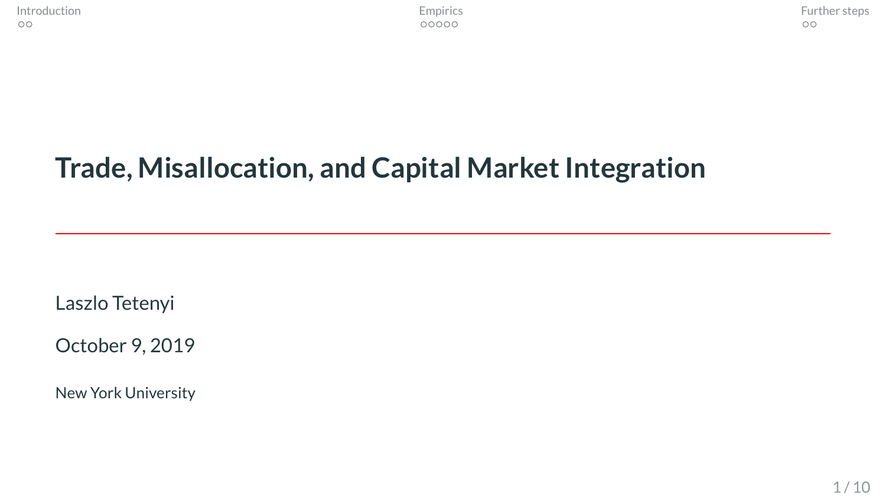# Trade, Misallocation, and Capital Market Integration

Laszlo Tetenyi

October 9, 2019

New York University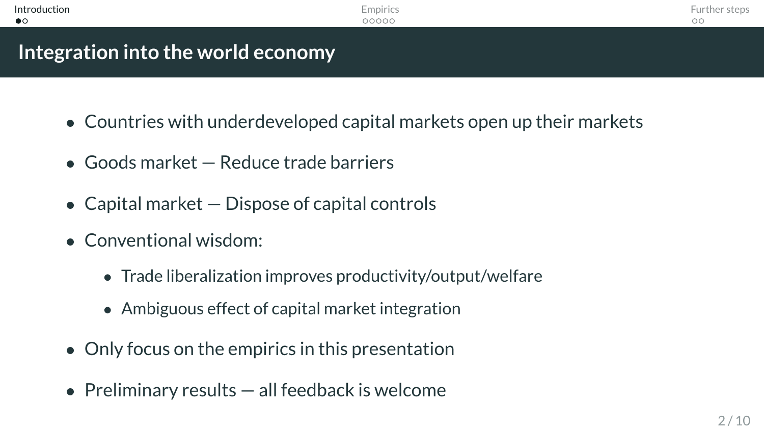# Integration into the world economy

- Countries with underdeveloped capital markets open up their markets
- Goods market — Reduce trade barriers
- Capital market — Dispose of capital controls
- Conventional wisdom:
  - Trade liberalization improves productivity/output/welfare
  - Ambiguous effect of capital market integration
- Only focus on the empirics in this presentation
- Preliminary results — all feedback is welcome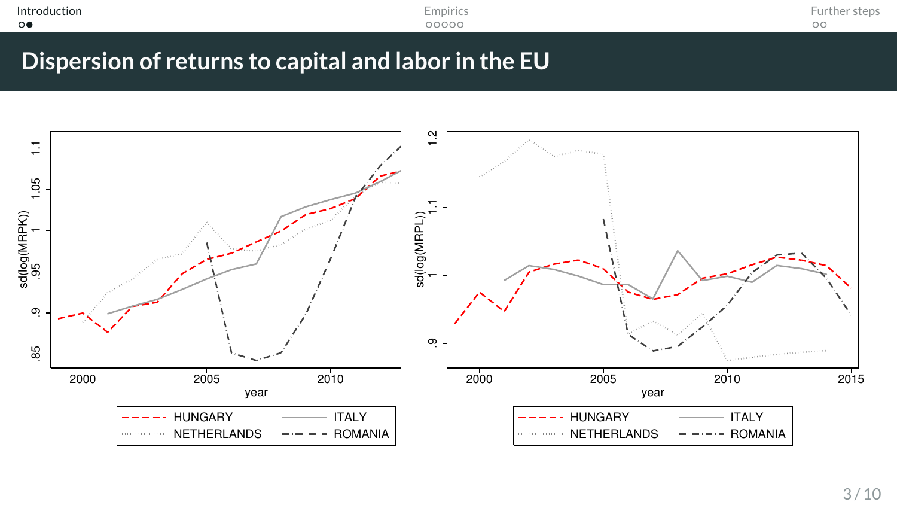# Dispersion of returns to capital and labor in the EU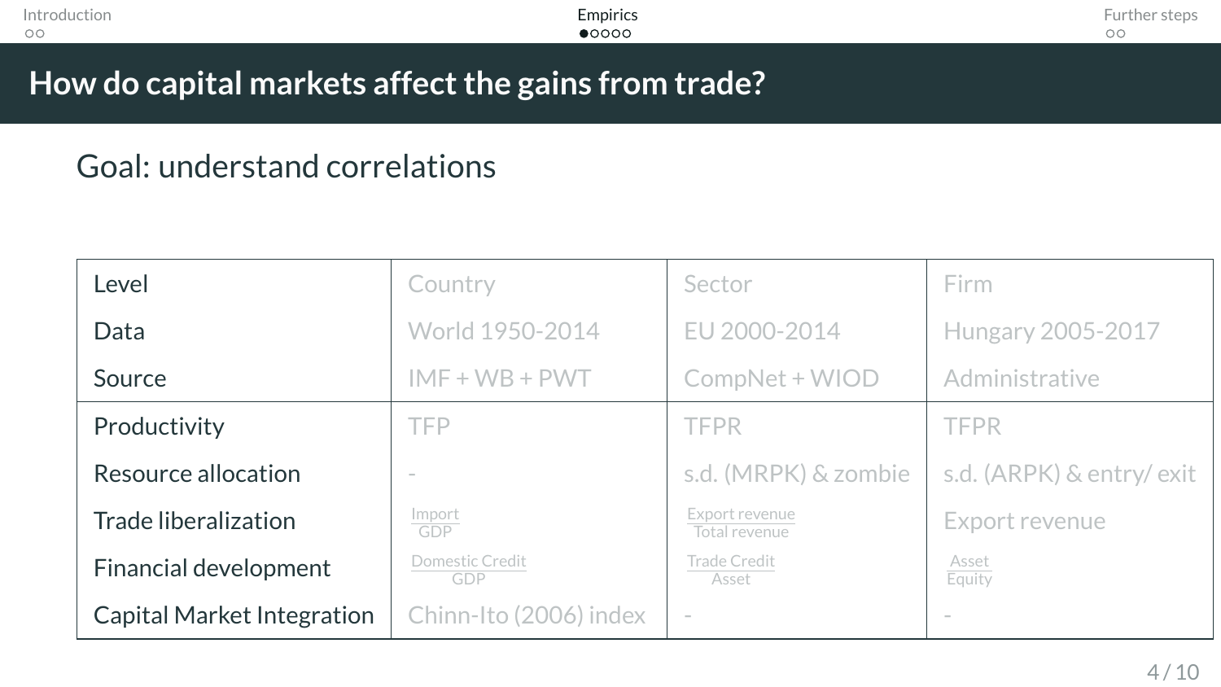# How do capital markets affect the gains from trade?

## Goal: understand correlations

| Level | Country | Sector | Firm |
|---|---|---|---|
| Data | World 1950-2014 | EU 2000-2014 | Hungary 2005-2017 |
| Source | IMF + WB + PWT | CompNet + WIOD | Administrative |
| Productivity | TFP | TFPR | TFPR |
| Resource allocation | - | s.d. (MRPK) & zombie | s.d. (ARPK) & entry/ exit |
| Trade liberalization | $\frac{\text{Import}}{\text{GDP}}$ | $\frac{\text{Export revenue}}{\text{Total revenue}}$ | Export revenue |
| Financial development | $\frac{\text{Domestic Credit}}{\text{GDP}}$ | $\frac{\text{Trade Credit}}{\text{Asset}}$ | $\frac{\text{Asset}}{\text{Equity}}$ |
| Capital Market Integration | Chinn-Ito (2006) index | - | - |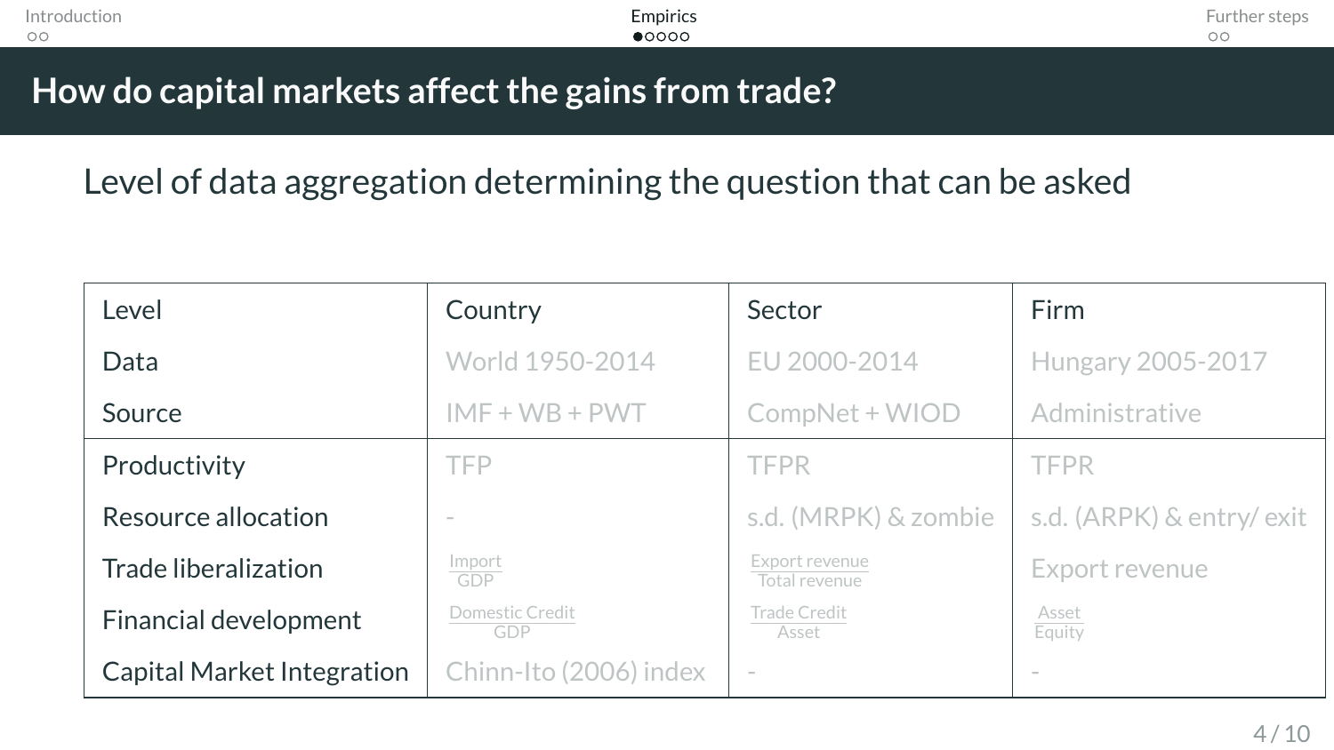## How do capital markets affect the gains from trade?

Level of data aggregation determining the question that can be asked

| Level | Country | Sector | Firm |
|---|---|---|---|
| Data | World 1950-2014 | EU 2000-2014 | Hungary 2005-2017 |
| Source | IMF + WB + PWT | CompNet + WIOD | Administrative |
| Productivity | TFP | TFPR | TFPR |
| Resource allocation | - | s.d. (MRPK) & zombie | s.d. (ARPK) & entry/ exit |
| Trade liberalization | $\frac{\text{Import}}{\text{GDP}}$ | $\frac{\text{Export revenue}}{\text{Total revenue}}$ | Export revenue |
| Financial development | $\frac{\text{Domestic Credit}}{\text{GDP}}$ | $\frac{\text{Trade Credit}}{\text{Asset}}$ | $\frac{\text{Asset}}{\text{Equity}}$ |
| Capital Market Integration | Chinn-Ito (2006) index | - | - |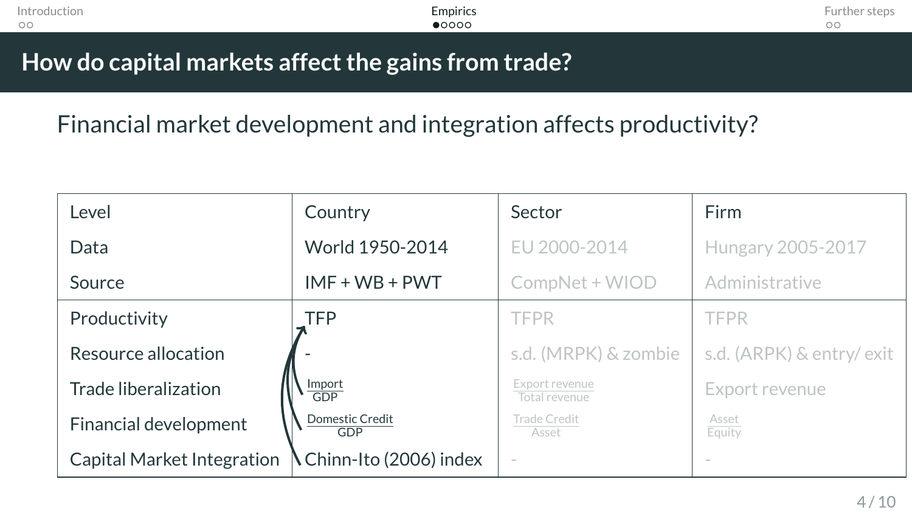# How do capital markets affect the gains from trade?

Financial market development and integration affects productivity?

| Level | Country | Sector | Firm |
|---|---|---|---|
| Data | World 1950-2014 | EU 2000-2014 | Hungary 2005-2017 |
| Source | IMF + WB + PWT | CompNet + WIOD | Administrative |
| Productivity | TFP | TFPR | TFPR |
| Resource allocation | - | s.d. (MRPK) & zombie | s.d. (ARPK) & entry/ exit |
| Trade liberalization | $\frac{\text{Import}}{\text{GDP}}$ | $\frac{\text{Export revenue}}{\text{Total revenue}}$ | Export revenue |
| Financial development | $\frac{\text{Domestic Credit}}{\text{GDP}}$ | $\frac{\text{Trade Credit}}{\text{Asset}}$ | $\frac{\text{Asset}}{\text{Equity}}$ |
| Capital Market Integration | Chinn-Ito (2006) index | - | - |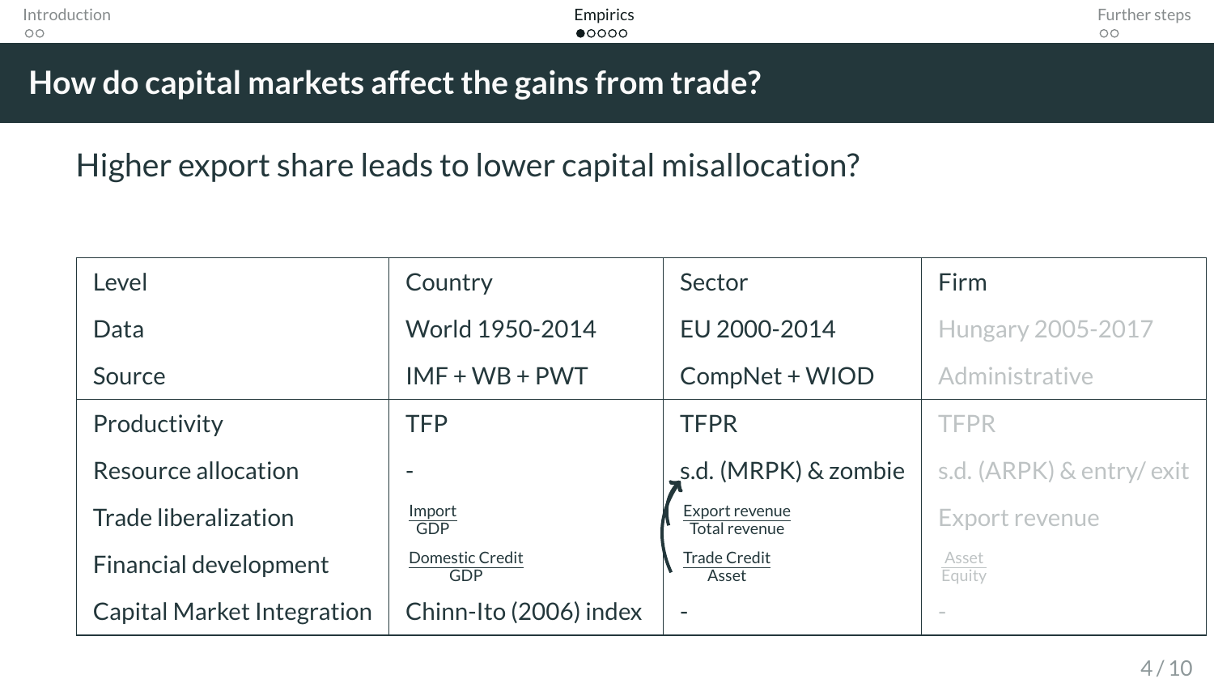# How do capital markets affect the gains from trade?

Higher export share leads to lower capital misallocation?

| Level | Country | Sector | Firm |
|---|---|---|---|
| Data | World 1950-2014 | EU 2000-2014 | Hungary 2005-2017 |
| Source | IMF + WB + PWT | CompNet + WIOD | Administrative |
| Productivity | TFP | TFPR | TFPR |
| Resource allocation | - | s.d. (MRPK) & zombie | s.d. (ARPK) & entry/ exit |
| Trade liberalization | $\frac{\text{Import}}{\text{GDP}}$ | $\frac{\text{Export revenue}}{\text{Total revenue}}$ | Export revenue |
| Financial development | $\frac{\text{Domestic Credit}}{\text{GDP}}$ | $\frac{\text{Trade Credit}}{\text{Asset}}$ | $\frac{\text{Asset}}{\text{Equity}}$ |
| Capital Market Integration | Chinn-Ito (2006) index | - | - |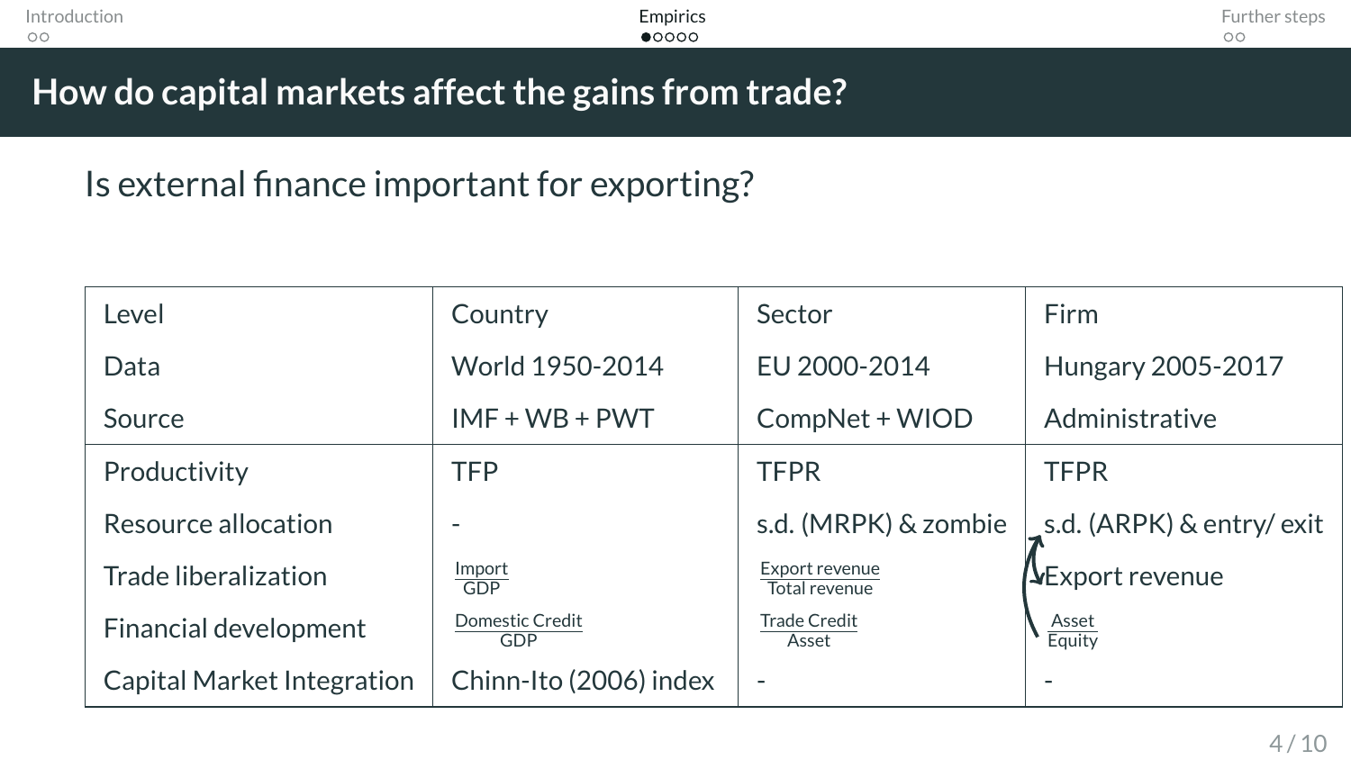# How do capital markets affect the gains from trade?

Is external finance important for exporting?

| Level | Country | Sector | Firm |
|---|---|---|---|
| Data | World 1950-2014 | EU 2000-2014 | Hungary 2005-2017 |
| Source | IMF + WB + PWT | CompNet + WIOD | Administrative |
| Productivity | TFP | TFPR | TFPR |
| Resource allocation | - | s.d. (MRPK) & zombie | s.d. (ARPK) & entry/ exit |
| Trade liberalization | $\frac{\text{Import}}{\text{GDP}}$ | $\frac{\text{Export revenue}}{\text{Total revenue}}$ | Export revenue |
| Financial development | $\frac{\text{Domestic Credit}}{\text{GDP}}$ | $\frac{\text{Trade Credit}}{\text{Asset}}$ | $\frac{\text{Asset}}{\text{Equity}}$ |
| Capital Market Integration | Chinn-Ito (2006) index | - | - |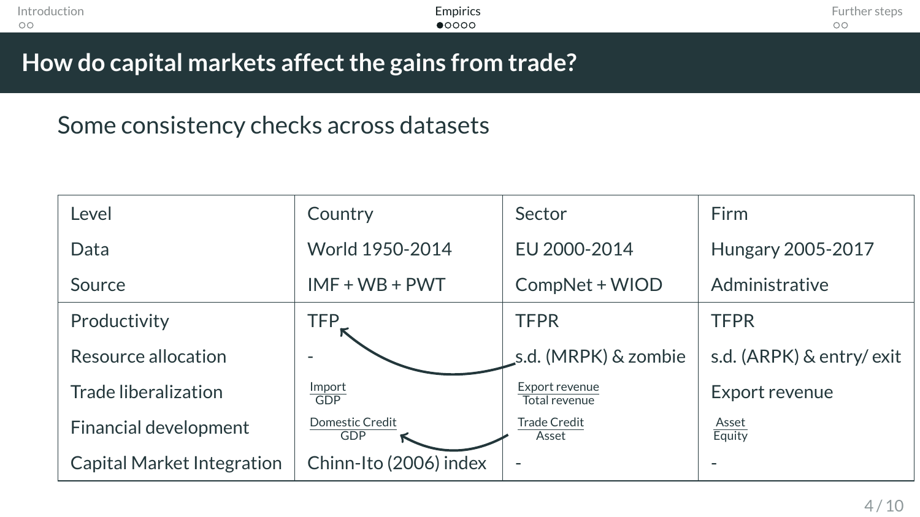## How do capital markets affect the gains from trade?

Some consistency checks across datasets

| Level | Country | Sector | Firm |
|---|---|---|---|
| Data | World 1950-2014 | EU 2000-2014 | Hungary 2005-2017 |
| Source | IMF + WB + PWT | CompNet + WIOD | Administrative |
| Productivity | TFP | TFPR | TFPR |
| Resource allocation | - | s.d. (MRPK) & zombie | s.d. (ARPK) & entry/ exit |
| Trade liberalization | $\frac{\text{Import}}{\text{GDP}}$ | $\frac{\text{Export revenue}}{\text{Total revenue}}$ | Export revenue |
| Financial development | $\frac{\text{Domestic Credit}}{\text{GDP}}$ | $\frac{\text{Trade Credit}}{\text{Asset}}$ | $\frac{\text{Asset}}{\text{Equity}}$ |
| Capital Market Integration | Chinn-Ito (2006) index | - | - |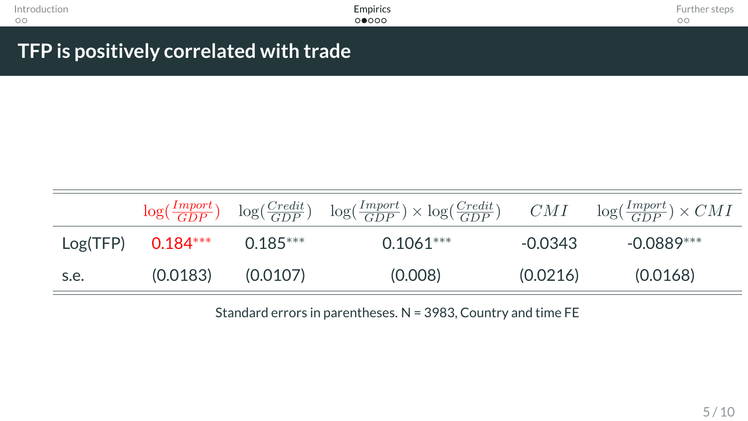# TFP is positively correlated with trade

| | $\log(\frac{Import}{GDP})$ | $\log(\frac{Credit}{GDP})$ | $\log(\frac{Import}{GDP}) \times \log(\frac{Credit}{GDP})$ | $CMI$ | $\log(\frac{Import}{GDP}) \times CMI$ |
|---|---|---|---|---|---|
| Log(TFP) | 0.184*** | 0.185*** | 0.1061*** | -0.0343 | -0.0889*** |
| s.e. | (0.0183) | (0.0107) | (0.008) | (0.0216) | (0.0168) |

Standard errors in parentheses. N = 3983, Country and time FE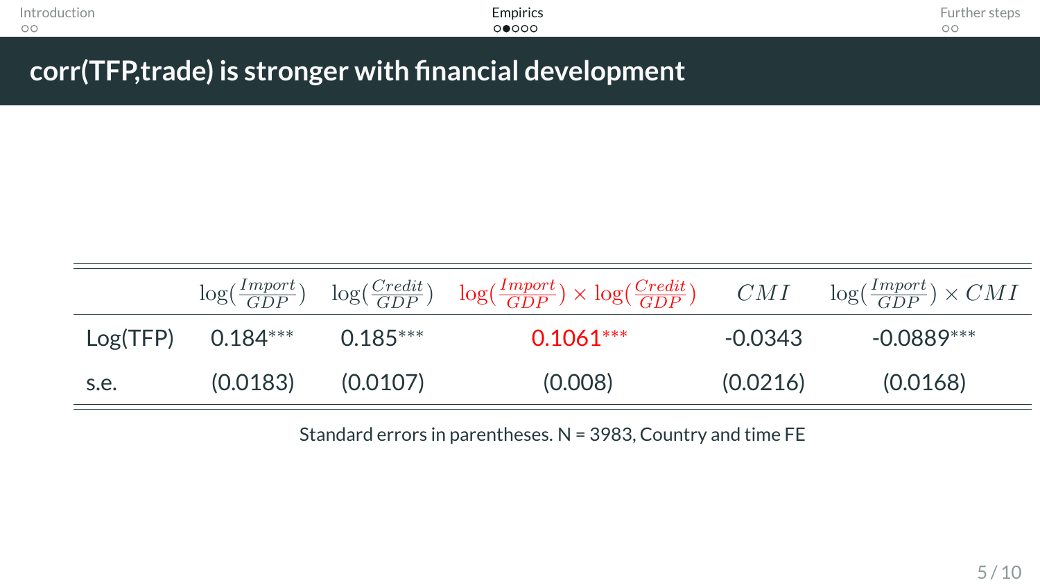# corr(TFP,trade) is stronger with financial development

| | $\log(\frac{Import}{GDP})$ | $\log(\frac{Credit}{GDP})$ | $\log(\frac{Import}{GDP}) \times \log(\frac{Credit}{GDP})$ | $CMI$ | $\log(\frac{Import}{GDP}) \times CMI$ |
|---|---|---|---|---|---|
| Log(TFP) | 0.184*** | 0.185*** | 0.1061*** | -0.0343 | -0.0889*** |
| s.e. | (0.0183) | (0.0107) | (0.008) | (0.0216) | (0.0168) |

Standard errors in parentheses. N = 3983, Country and time FE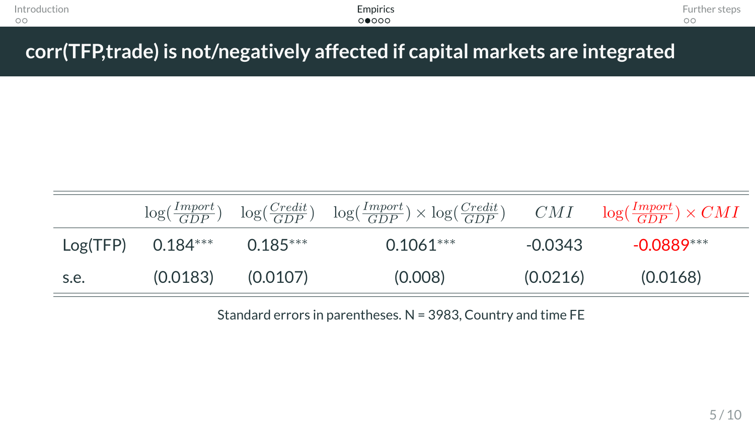# corr(TFP,trade) is not/negatively affected if capital markets are integrated

| | $\log(\frac{Import}{GDP})$ | $\log(\frac{Credit}{GDP})$ | $\log(\frac{Import}{GDP}) \times \log(\frac{Credit}{GDP})$ | $CMI$ | $\log(\frac{Import}{GDP}) \times CMI$ |
|---|---|---|---|---|---|
| Log(TFP) | 0.184*** | 0.185*** | 0.1061*** | -0.0343 | -0.0889*** |
| s.e. | (0.0183) | (0.0107) | (0.008) | (0.0216) | (0.0168) |

Standard errors in parentheses. N = 3983, Country and time FE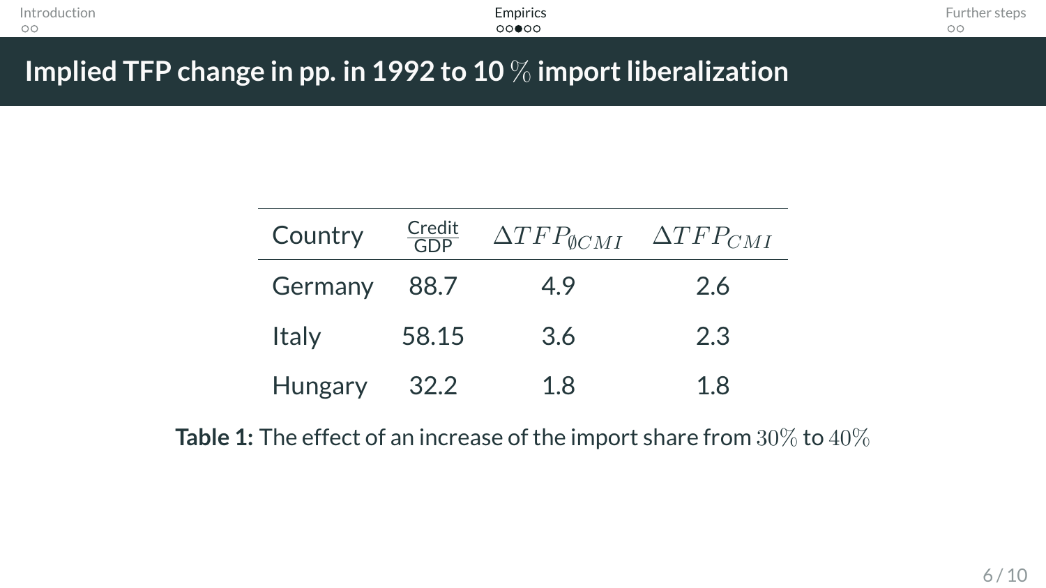# Implied TFP change in pp. in 1992 to 10 $\%$ import liberalization

| Country | $\frac{\text{Credit}}{\text{GDP}}$ | $\Delta TFP_{\emptyset CMI}$ | $\Delta TFP_{CMI}$ |
|---|---|---|---|
| Germany | 88.7 | 4.9 | 2.6 |
| Italy | 58.15 | 3.6 | 2.3 |
| Hungary | 32.2 | 1.8 | 1.8 |

**Table 1:** The effect of an increase of the import share from $30\%$ to $40\%$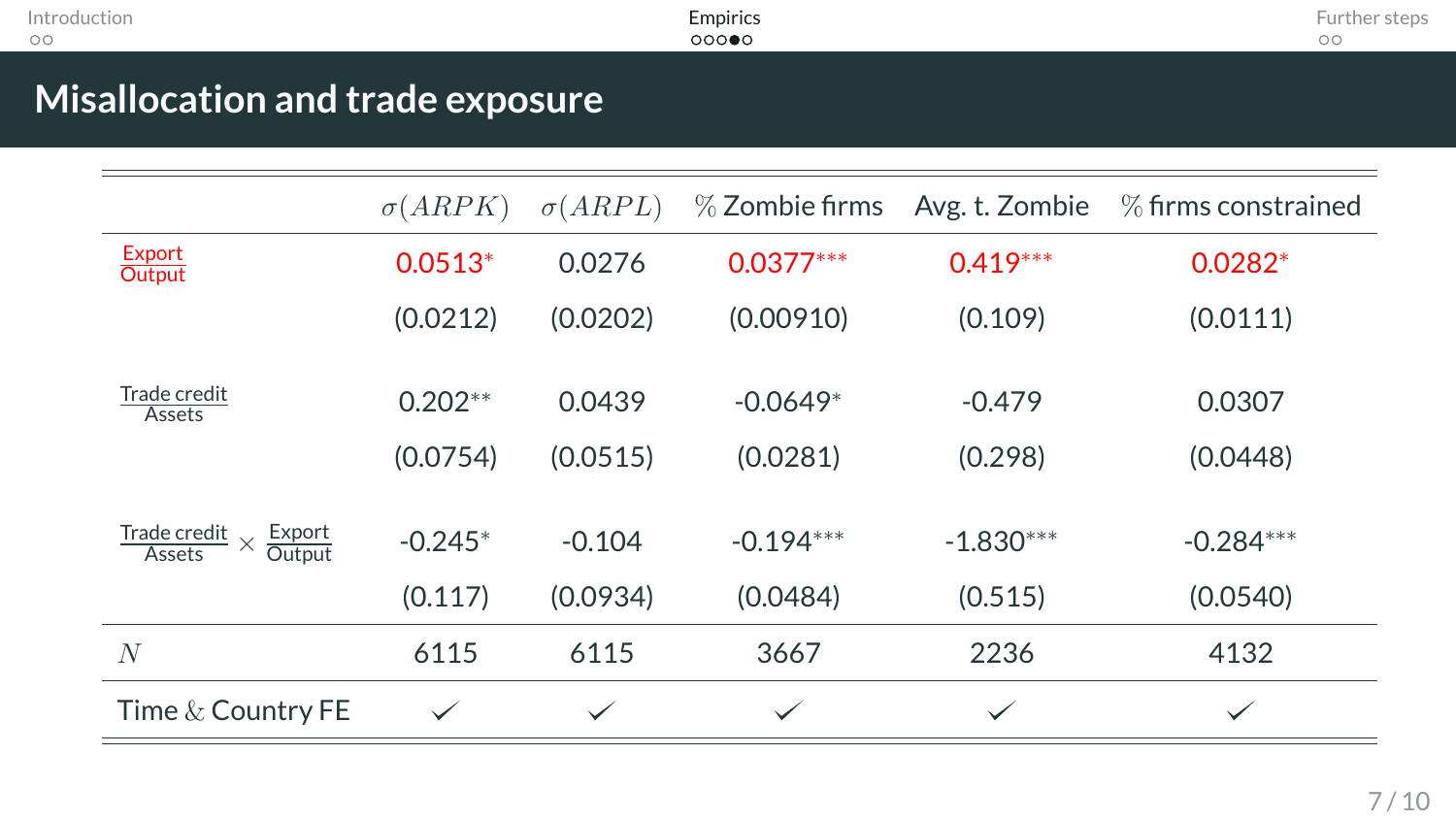## Misallocation and trade exposure

| | $\sigma(ARPK)$ | $\sigma(ARPL)$ | % Zombie firms | Avg. t. Zombie | % firms constrained |
|---|---|---|---|---|---|
| $\frac{\text{Export}}{\text{Output}}$ | 0.0513* | 0.0276 | 0.0377*** | 0.419*** | 0.0282* |
| | (0.0212) | (0.0202) | (0.00910) | (0.109) | (0.0111) |
| $\frac{\text{Trade credit}}{\text{Assets}}$ | 0.202** | 0.0439 | -0.0649* | -0.479 | 0.0307 |
| | (0.0754) | (0.0515) | (0.0281) | (0.298) | (0.0448) |
| $\frac{\text{Trade credit}}{\text{Assets}} \times \frac{\text{Export}}{\text{Output}}$ | -0.245* | -0.104 | -0.194*** | -1.830*** | -0.284*** |
| | (0.117) | (0.0934) | (0.0484) | (0.515) | (0.0540) |
| $N$ | 6115 | 6115 | 3667 | 2236 | 4132 |
| Time & Country FE | ✓ | ✓ | ✓ | ✓ | ✓ |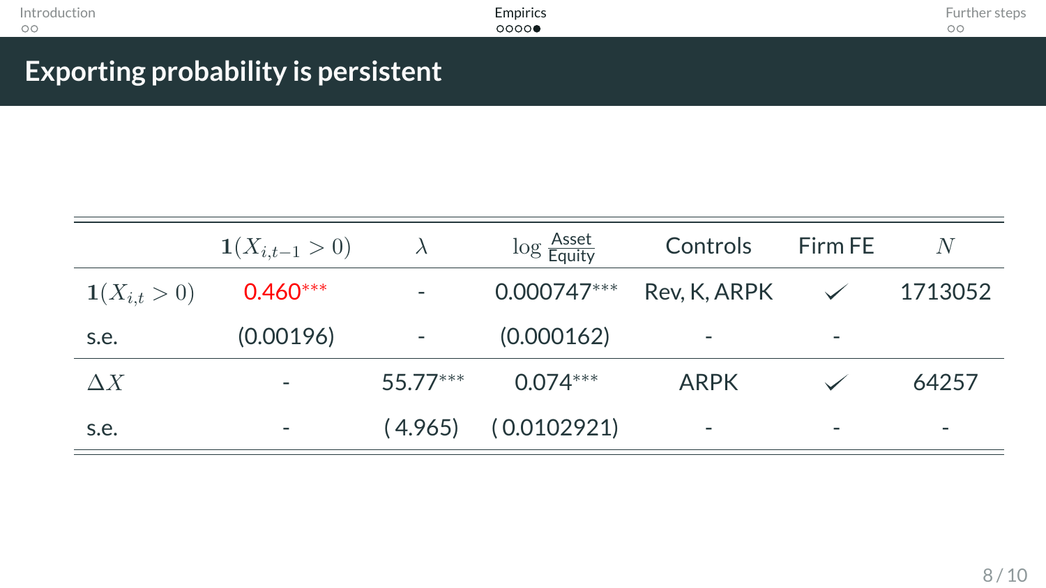# Exporting probability is persistent

| | $\mathbf{1}(X_{i,t-1} > 0)$ | $\lambda$ | $\log \frac{\text{Asset}}{\text{Equity}}$ | Controls | Firm FE | $N$ |
|---|---|---|---|---|---|---|
| $\mathbf{1}(X_{i,t} > 0)$ | 0.460*** | - | 0.000747*** | Rev, K, ARPK | ✓ | 1713052 |
| s.e. | (0.00196) | - | (0.000162) | - | - | |
| $\Delta X$ | - | 55.77*** | 0.074*** | ARPK | ✓ | 64257 |
| s.e. | - | ( 4.965) | ( 0.0102921) | - | - | - |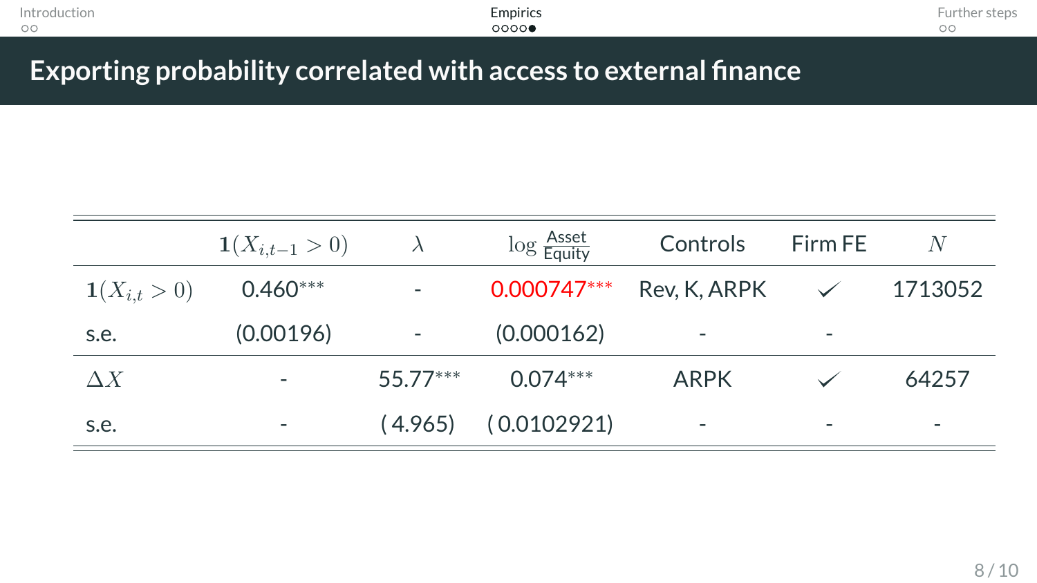# Exporting probability correlated with access to external finance

| | $\mathbf{1}(X_{i,t-1} > 0)$ | $\lambda$ | $\log \frac{\text{Asset}}{\text{Equity}}$ | Controls | Firm FE | $N$ |
|---|---|---|---|---|---|---|
| $\mathbf{1}(X_{i,t} > 0)$ | 0.460*** | - | 0.000747*** | Rev, K, ARPK | ✓ | 1713052 |
| s.e. | (0.00196) | - | (0.000162) | - | - | |
| $\Delta X$ | - | 55.77*** | 0.074*** | ARPK | ✓ | 64257 |
| s.e. | - | ( 4.965) | ( 0.0102921) | - | - | - |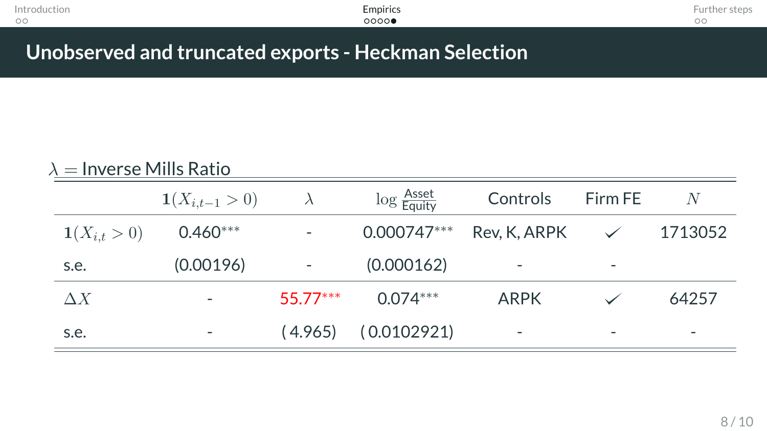## Unobserved and truncated exports - Heckman Selection

$\lambda =$ Inverse Mills Ratio

| | $\mathbf{1}(X_{i,t-1} > 0)$ | $\lambda$ | $\log \frac{\text{Asset}}{\text{Equity}}$ | Controls | Firm FE | $N$ |
|---|---|---|---|---|---|---|
| $\mathbf{1}(X_{i,t} > 0)$ | 0.460$^{***}$ | - | 0.000747$^{***}$ | Rev, K, ARPK | ✓ | 1713052 |
| s.e. | (0.00196) | - | (0.000162) | - | - | |
| $\Delta X$ | - | 55.77$^{***}$ | 0.074$^{***}$ | ARPK | ✓ | 64257 |
| s.e. | - | ( 4.965) | ( 0.0102921) | - | - | - |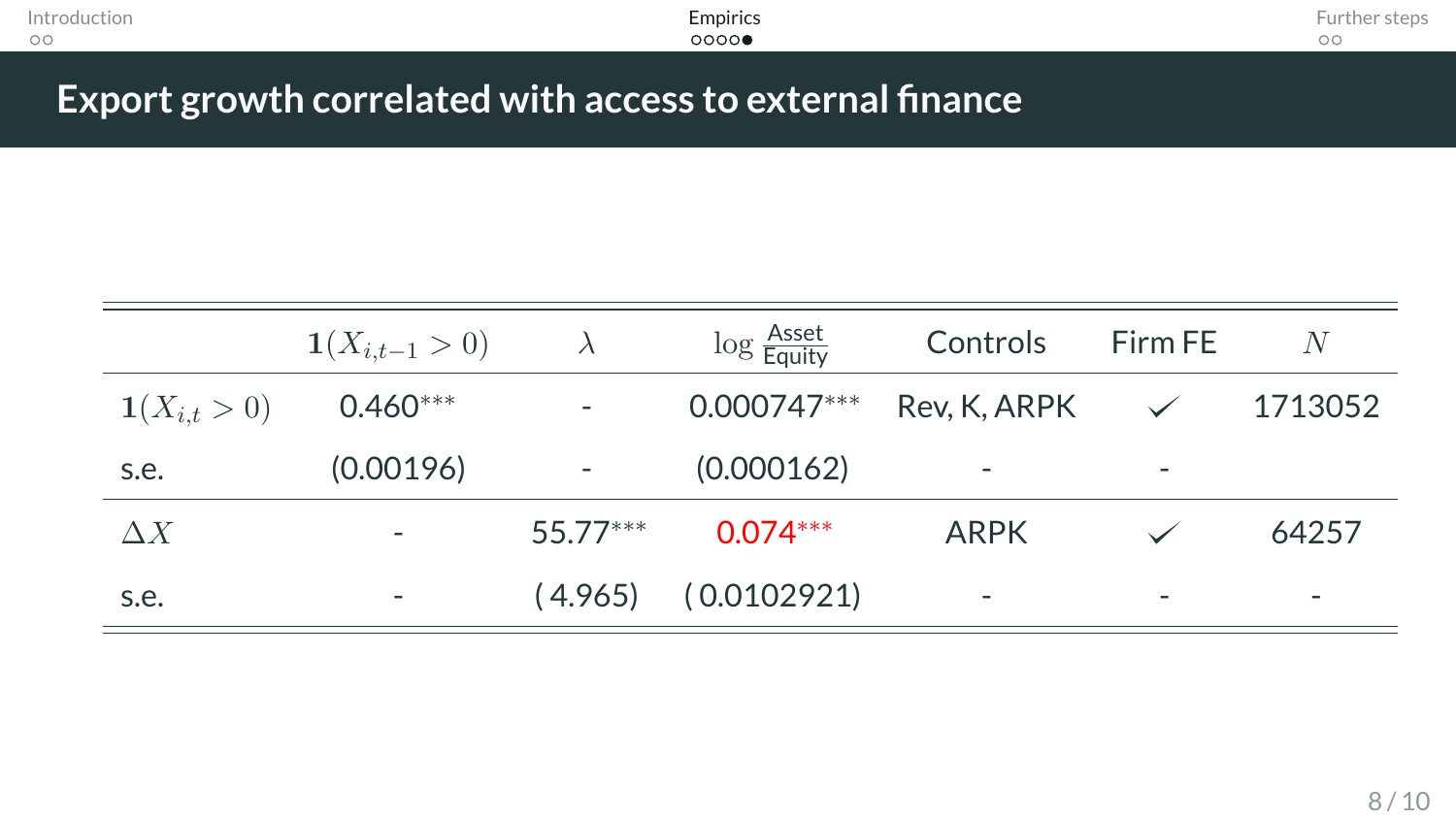# Export growth correlated with access to external finance

| | $\mathbf{1}(X_{i,t-1} > 0)$ | $\lambda$ | $\log \frac{\text{Asset}}{\text{Equity}}$ | Controls | Firm FE | $N$ |
|---|---|---|---|---|---|---|
| $\mathbf{1}(X_{i,t} > 0)$ | 0.460*** | - | 0.000747*** | Rev, K, ARPK | ✓ | 1713052 |
| s.e. | (0.00196) | - | (0.000162) | - | - | |
| $\Delta X$ | - | 55.77*** | 0.074*** | ARPK | ✓ | 64257 |
| s.e. | - | ( 4.965) | ( 0.0102921) | - | - | - |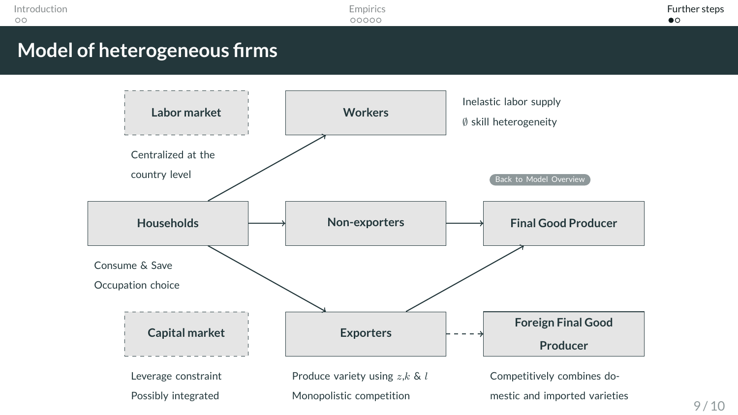# Model of heterogeneous firms

**Labor market**

Centralized at the country level

**Workers**

Inelastic labor supply

$\emptyset$ skill heterogeneity

Back to Model Overview

**Households**

Consume & Save

Occupation choice

**Non-exporters**

**Final Good Producer**

**Capital market**

Leverage constraint

Possibly integrated

**Exporters**

Produce variety using $z$,$k$ & $l$

Monopolistic competition

**Foreign Final Good Producer**

Competitively combines domestic and imported varieties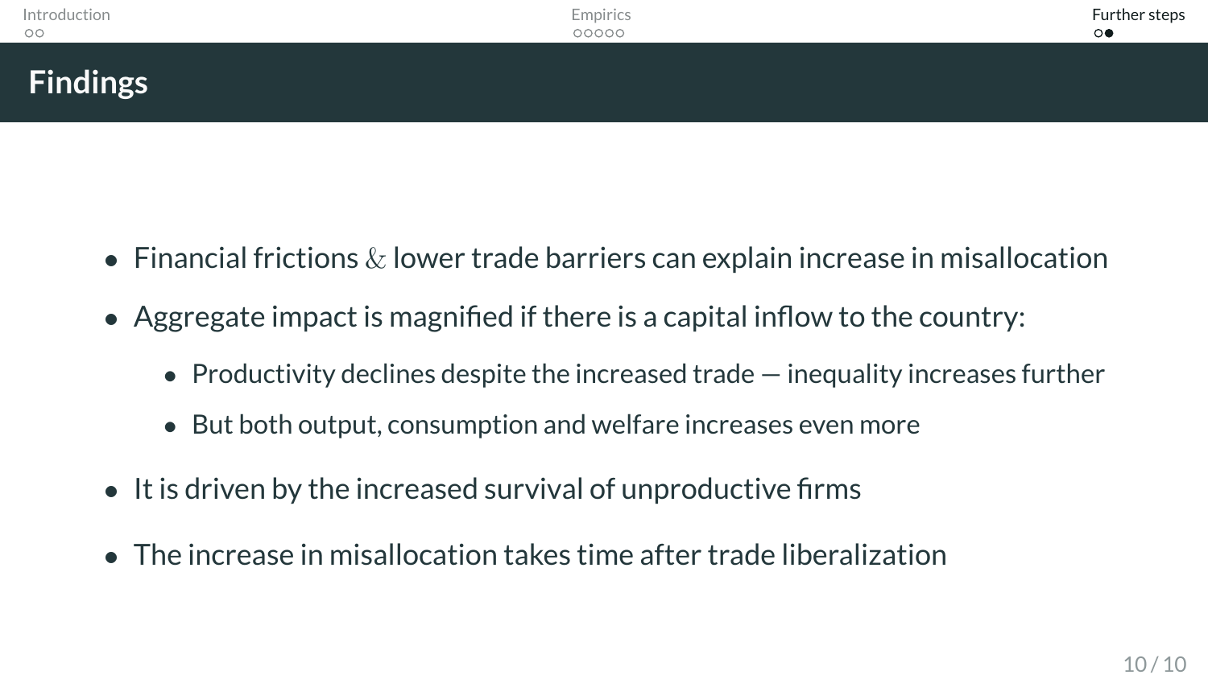# Findings

- Financial frictions & lower trade barriers can explain increase in misallocation
- Aggregate impact is magnified if there is a capital inflow to the country:
  - Productivity declines despite the increased trade — inequality increases further
  - But both output, consumption and welfare increases even more
- It is driven by the increased survival of unproductive firms
- The increase in misallocation takes time after trade liberalization